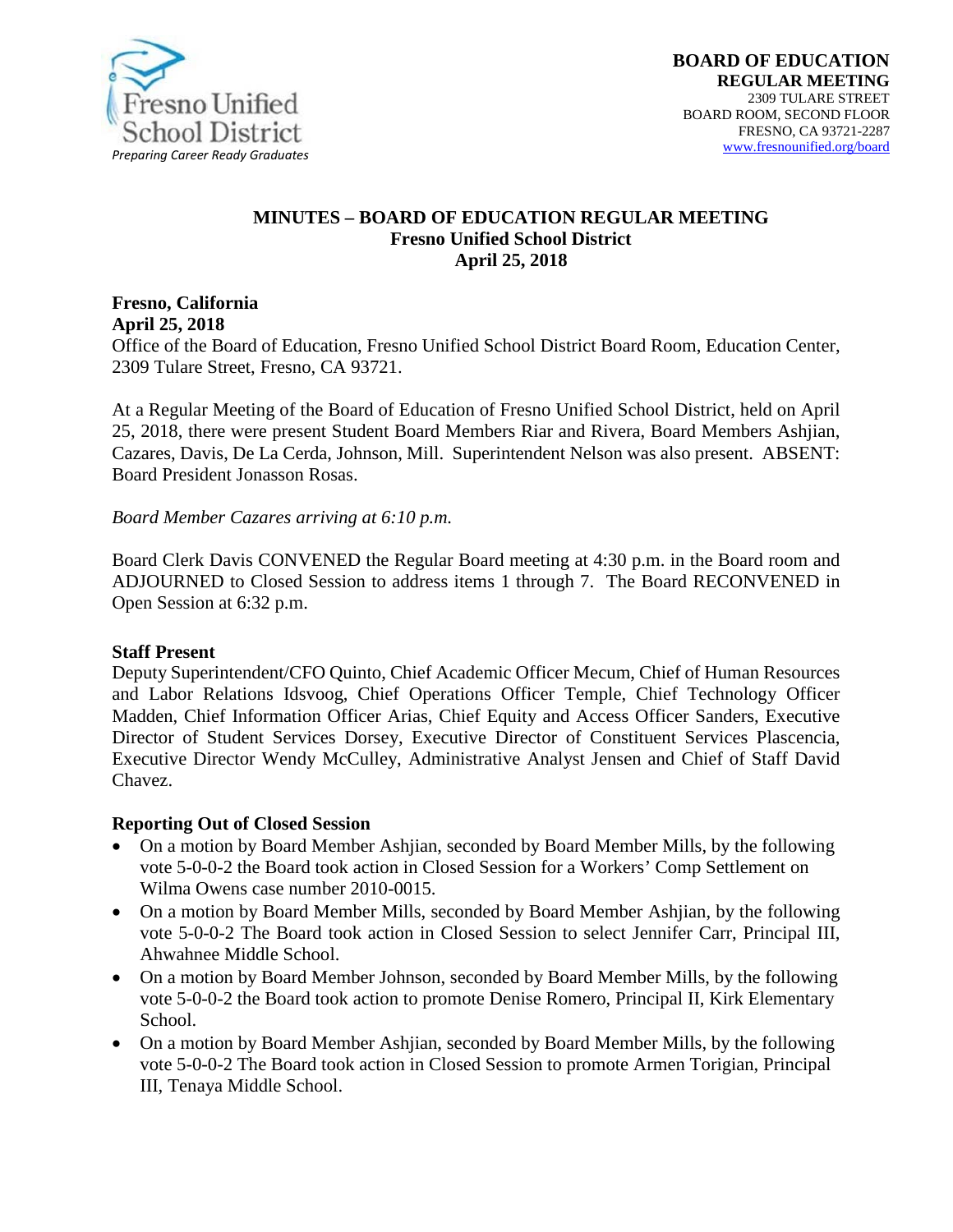Fresno Unified School District
*Preparing Career Ready Graduates*

**BOARD OF EDUCATION**
**REGULAR MEETING**
2309 TULARE STREET
BOARD ROOM, SECOND FLOOR
FRESNO, CA 93721-2287
www.fresnounified.org/board

# MINUTES – BOARD OF EDUCATION REGULAR MEETING
## Fresno Unified School District
## April 25, 2018

**Fresno, California**
**April 25, 2018**
Office of the Board of Education, Fresno Unified School District Board Room, Education Center, 2309 Tulare Street, Fresno, CA 93721.

At a Regular Meeting of the Board of Education of Fresno Unified School District, held on April 25, 2018, there were present Student Board Members Riar and Rivera, Board Members Ashjian, Cazares, Davis, De La Cerda, Johnson, Mill. Superintendent Nelson was also present. ABSENT: Board President Jonasson Rosas.

*Board Member Cazares arriving at 6:10 p.m.*

Board Clerk Davis CONVENED the Regular Board meeting at 4:30 p.m. in the Board room and ADJOURNED to Closed Session to address items 1 through 7. The Board RECONVENED in Open Session at 6:32 p.m.

**Staff Present**
Deputy Superintendent/CFO Quinto, Chief Academic Officer Mecum, Chief of Human Resources and Labor Relations Idsvoog, Chief Operations Officer Temple, Chief Technology Officer Madden, Chief Information Officer Arias, Chief Equity and Access Officer Sanders, Executive Director of Student Services Dorsey, Executive Director of Constituent Services Plascencia, Executive Director Wendy McCulley, Administrative Analyst Jensen and Chief of Staff David Chavez.

**Reporting Out of Closed Session**

- On a motion by Board Member Ashjian, seconded by Board Member Mills, by the following vote 5-0-0-2 the Board took action in Closed Session for a Workers' Comp Settlement on Wilma Owens case number 2010-0015.
- On a motion by Board Member Mills, seconded by Board Member Ashjian, by the following vote 5-0-0-2 The Board took action in Closed Session to select Jennifer Carr, Principal III, Ahwahnee Middle School.
- On a motion by Board Member Johnson, seconded by Board Member Mills, by the following vote 5-0-0-2 the Board took action to promote Denise Romero, Principal II, Kirk Elementary School.
- On a motion by Board Member Ashjian, seconded by Board Member Mills, by the following vote 5-0-0-2 The Board took action in Closed Session to promote Armen Torigian, Principal III, Tenaya Middle School.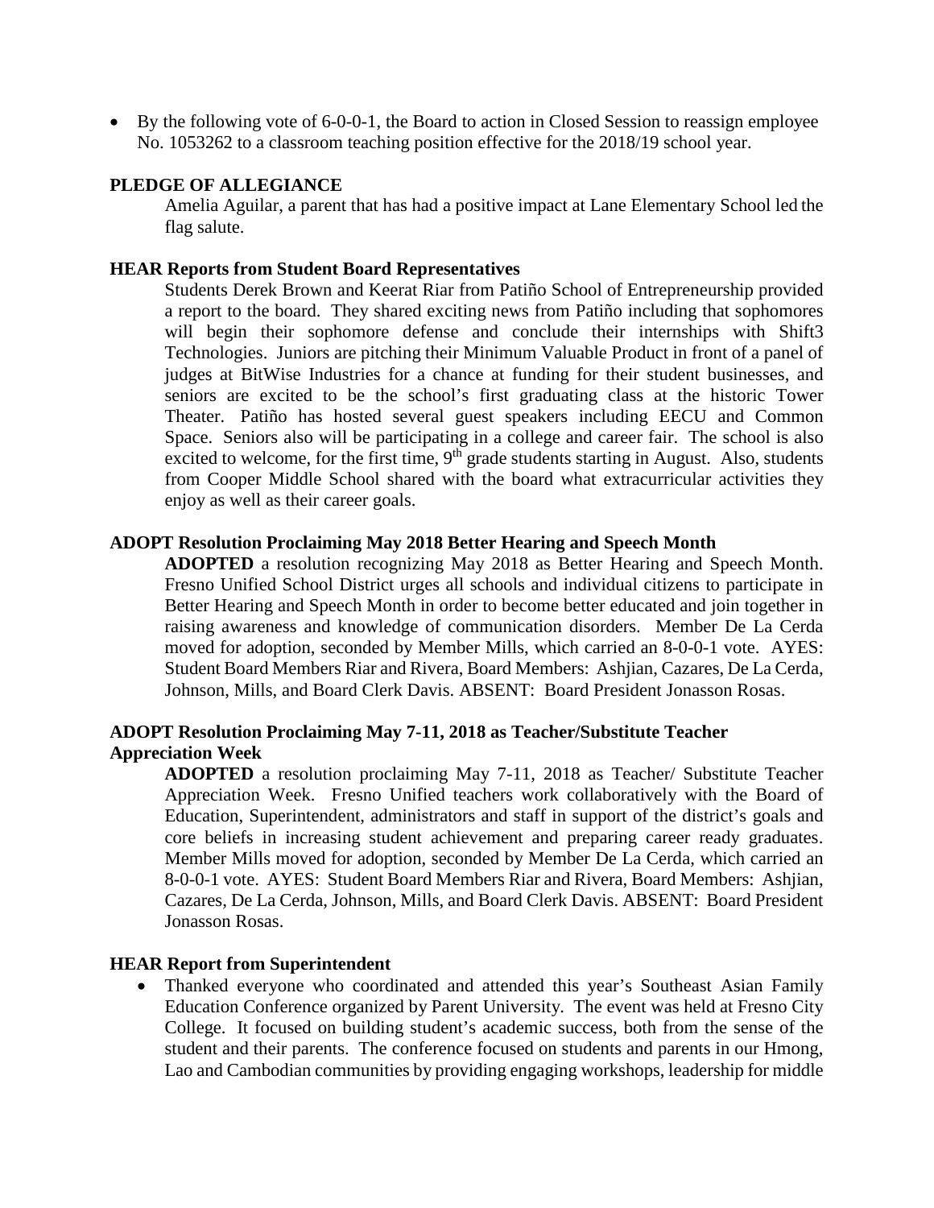- By the following vote of 6-0-0-1, the Board to action in Closed Session to reassign employee No. 1053262 to a classroom teaching position effective for the 2018/19 school year.

**PLEDGE OF ALLEGIANCE**

Amelia Aguilar, a parent that has had a positive impact at Lane Elementary School led the flag salute.

**HEAR Reports from Student Board Representatives**

Students Derek Brown and Keerat Riar from Patiño School of Entrepreneurship provided a report to the board. They shared exciting news from Patiño including that sophomores will begin their sophomore defense and conclude their internships with Shift3 Technologies. Juniors are pitching their Minimum Valuable Product in front of a panel of judges at BitWise Industries for a chance at funding for their student businesses, and seniors are excited to be the school's first graduating class at the historic Tower Theater. Patiño has hosted several guest speakers including EECU and Common Space. Seniors also will be participating in a college and career fair. The school is also excited to welcome, for the first time, 9th grade students starting in August. Also, students from Cooper Middle School shared with the board what extracurricular activities they enjoy as well as their career goals.

**ADOPT Resolution Proclaiming May 2018 Better Hearing and Speech Month**

**ADOPTED** a resolution recognizing May 2018 as Better Hearing and Speech Month. Fresno Unified School District urges all schools and individual citizens to participate in Better Hearing and Speech Month in order to become better educated and join together in raising awareness and knowledge of communication disorders. Member De La Cerda moved for adoption, seconded by Member Mills, which carried an 8-0-0-1 vote. AYES: Student Board Members Riar and Rivera, Board Members: Ashjian, Cazares, De La Cerda, Johnson, Mills, and Board Clerk Davis. ABSENT: Board President Jonasson Rosas.

**ADOPT Resolution Proclaiming May 7-11, 2018 as Teacher/Substitute Teacher Appreciation Week**

**ADOPTED** a resolution proclaiming May 7-11, 2018 as Teacher/ Substitute Teacher Appreciation Week. Fresno Unified teachers work collaboratively with the Board of Education, Superintendent, administrators and staff in support of the district's goals and core beliefs in increasing student achievement and preparing career ready graduates. Member Mills moved for adoption, seconded by Member De La Cerda, which carried an 8-0-0-1 vote. AYES: Student Board Members Riar and Rivera, Board Members: Ashjian, Cazares, De La Cerda, Johnson, Mills, and Board Clerk Davis. ABSENT: Board President Jonasson Rosas.

**HEAR Report from Superintendent**

- Thanked everyone who coordinated and attended this year's Southeast Asian Family Education Conference organized by Parent University. The event was held at Fresno City College. It focused on building student's academic success, both from the sense of the student and their parents. The conference focused on students and parents in our Hmong, Lao and Cambodian communities by providing engaging workshops, leadership for middle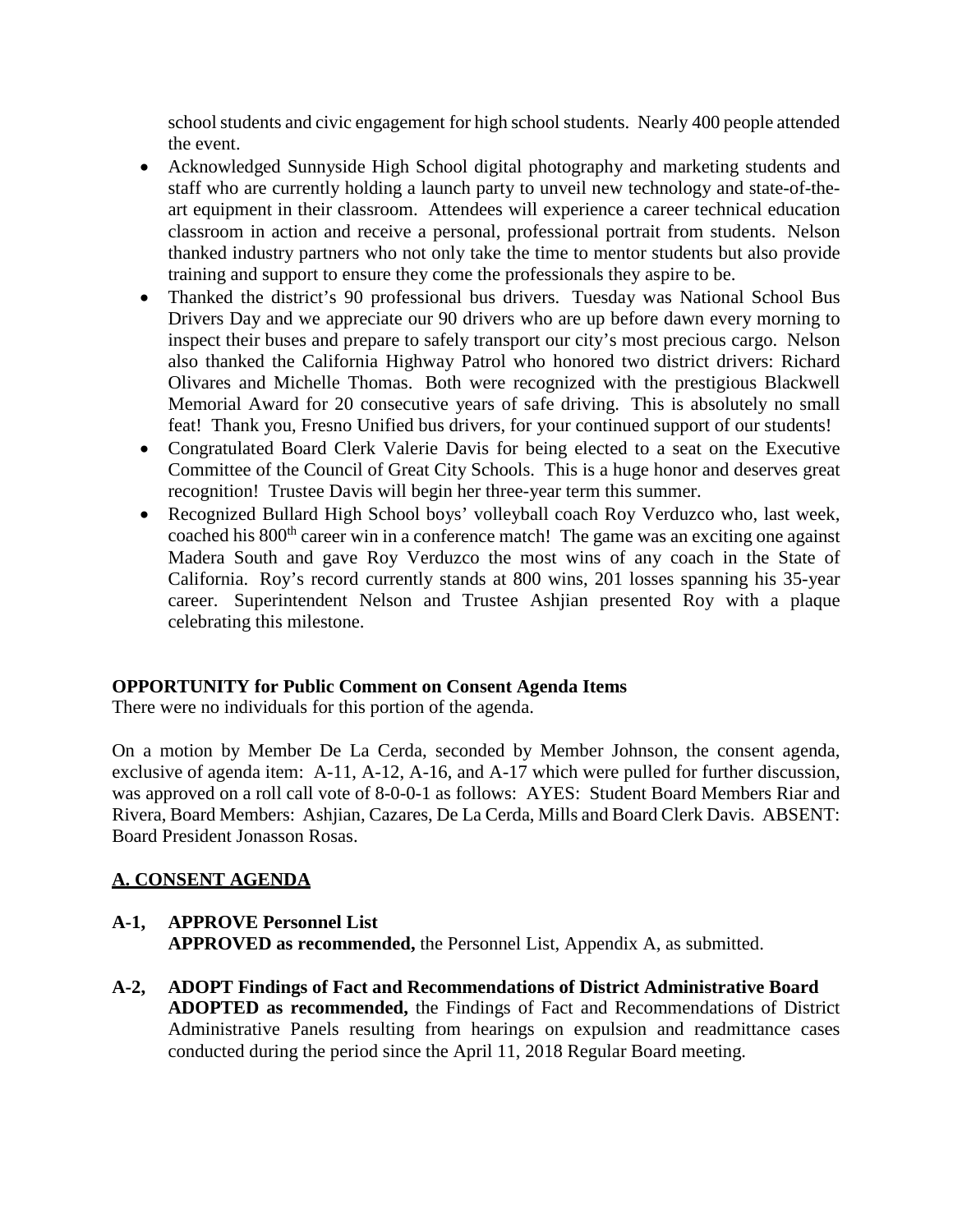school students and civic engagement for high school students. Nearly 400 people attended the event.

- Acknowledged Sunnyside High School digital photography and marketing students and staff who are currently holding a launch party to unveil new technology and state-of-the-art equipment in their classroom. Attendees will experience a career technical education classroom in action and receive a personal, professional portrait from students. Nelson thanked industry partners who not only take the time to mentor students but also provide training and support to ensure they come the professionals they aspire to be.
- Thanked the district's 90 professional bus drivers. Tuesday was National School Bus Drivers Day and we appreciate our 90 drivers who are up before dawn every morning to inspect their buses and prepare to safely transport our city's most precious cargo. Nelson also thanked the California Highway Patrol who honored two district drivers: Richard Olivares and Michelle Thomas. Both were recognized with the prestigious Blackwell Memorial Award for 20 consecutive years of safe driving. This is absolutely no small feat! Thank you, Fresno Unified bus drivers, for your continued support of our students!
- Congratulated Board Clerk Valerie Davis for being elected to a seat on the Executive Committee of the Council of Great City Schools. This is a huge honor and deserves great recognition! Trustee Davis will begin her three-year term this summer.
- Recognized Bullard High School boys' volleyball coach Roy Verduzco who, last week, coached his 800th career win in a conference match! The game was an exciting one against Madera South and gave Roy Verduzco the most wins of any coach in the State of California. Roy's record currently stands at 800 wins, 201 losses spanning his 35-year career. Superintendent Nelson and Trustee Ashjian presented Roy with a plaque celebrating this milestone.

**OPPORTUNITY for Public Comment on Consent Agenda Items**
There were no individuals for this portion of the agenda.

On a motion by Member De La Cerda, seconded by Member Johnson, the consent agenda, exclusive of agenda item: A-11, A-12, A-16, and A-17 which were pulled for further discussion, was approved on a roll call vote of 8-0-0-1 as follows: AYES: Student Board Members Riar and Rivera, Board Members: Ashjian, Cazares, De La Cerda, Mills and Board Clerk Davis. ABSENT: Board President Jonasson Rosas.

## A. CONSENT AGENDA

**A-1, APPROVE Personnel List**
**APPROVED as recommended,** the Personnel List, Appendix A, as submitted.

**A-2, ADOPT Findings of Fact and Recommendations of District Administrative Board**
**ADOPTED as recommended,** the Findings of Fact and Recommendations of District Administrative Panels resulting from hearings on expulsion and readmittance cases conducted during the period since the April 11, 2018 Regular Board meeting.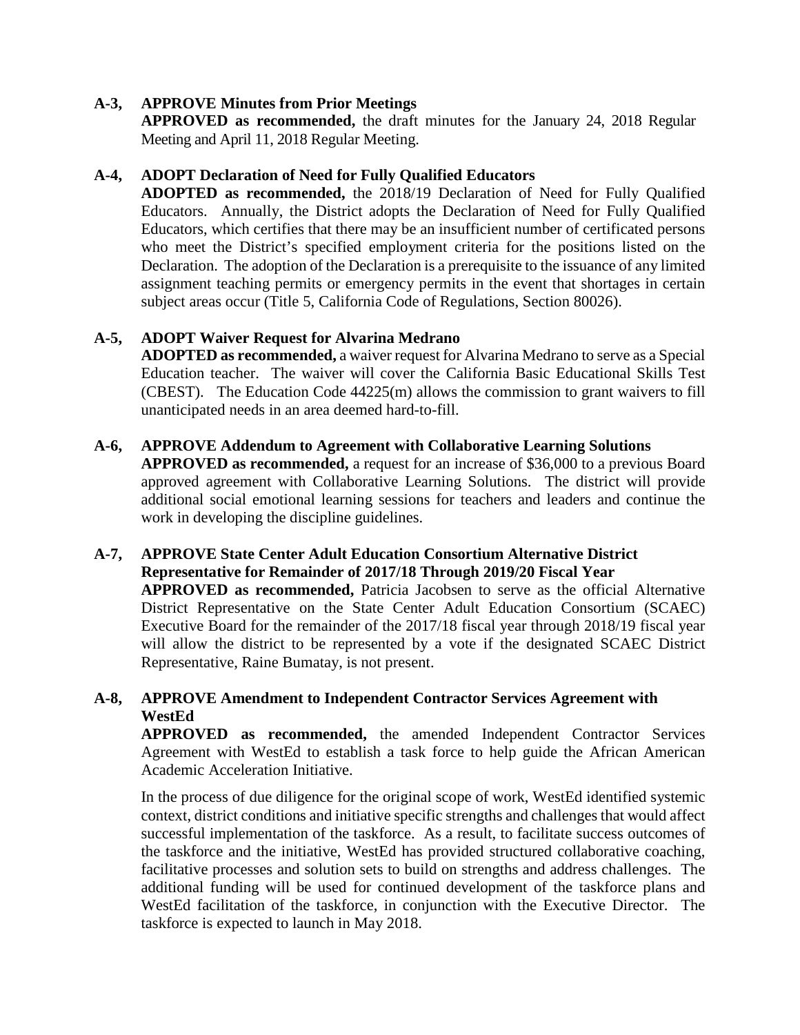**A-3, APPROVE Minutes from Prior Meetings**

**APPROVED as recommended,** the draft minutes for the January 24, 2018 Regular Meeting and April 11, 2018 Regular Meeting.

**A-4, ADOPT Declaration of Need for Fully Qualified Educators**

**ADOPTED as recommended,** the 2018/19 Declaration of Need for Fully Qualified Educators. Annually, the District adopts the Declaration of Need for Fully Qualified Educators, which certifies that there may be an insufficient number of certificated persons who meet the District's specified employment criteria for the positions listed on the Declaration. The adoption of the Declaration is a prerequisite to the issuance of any limited assignment teaching permits or emergency permits in the event that shortages in certain subject areas occur (Title 5, California Code of Regulations, Section 80026).

**A-5, ADOPT Waiver Request for Alvarina Medrano**

**ADOPTED as recommended,** a waiver request for Alvarina Medrano to serve as a Special Education teacher. The waiver will cover the California Basic Educational Skills Test (CBEST). The Education Code 44225(m) allows the commission to grant waivers to fill unanticipated needs in an area deemed hard-to-fill.

**A-6, APPROVE Addendum to Agreement with Collaborative Learning Solutions**

**APPROVED as recommended,** a request for an increase of $36,000 to a previous Board approved agreement with Collaborative Learning Solutions. The district will provide additional social emotional learning sessions for teachers and leaders and continue the work in developing the discipline guidelines.

**A-7, APPROVE State Center Adult Education Consortium Alternative District Representative for Remainder of 2017/18 Through 2019/20 Fiscal Year**

**APPROVED as recommended,** Patricia Jacobsen to serve as the official Alternative District Representative on the State Center Adult Education Consortium (SCAEC) Executive Board for the remainder of the 2017/18 fiscal year through 2018/19 fiscal year will allow the district to be represented by a vote if the designated SCAEC District Representative, Raine Bumatay, is not present.

**A-8, APPROVE Amendment to Independent Contractor Services Agreement with WestEd**

**APPROVED as recommended,** the amended Independent Contractor Services Agreement with WestEd to establish a task force to help guide the African American Academic Acceleration Initiative.

In the process of due diligence for the original scope of work, WestEd identified systemic context, district conditions and initiative specific strengths and challenges that would affect successful implementation of the taskforce. As a result, to facilitate success outcomes of the taskforce and the initiative, WestEd has provided structured collaborative coaching, facilitative processes and solution sets to build on strengths and address challenges. The additional funding will be used for continued development of the taskforce plans and WestEd facilitation of the taskforce, in conjunction with the Executive Director. The taskforce is expected to launch in May 2018.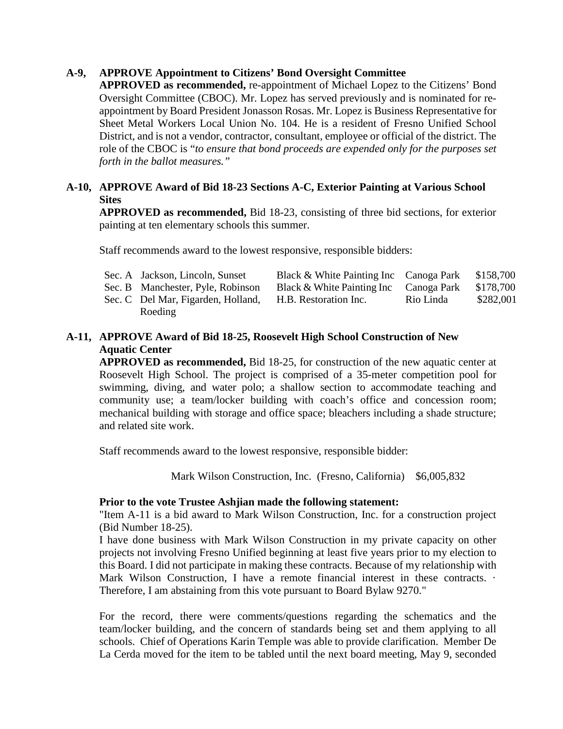**A-9, APPROVE Appointment to Citizens' Bond Oversight Committee**

**APPROVED as recommended,** re-appointment of Michael Lopez to the Citizens' Bond Oversight Committee (CBOC). Mr. Lopez has served previously and is nominated for re-appointment by Board President Jonasson Rosas. Mr. Lopez is Business Representative for Sheet Metal Workers Local Union No. 104. He is a resident of Fresno Unified School District, and is not a vendor, contractor, consultant, employee or official of the district. The role of the CBOC is "*to ensure that bond proceeds are expended only for the purposes set forth in the ballot measures.*"

**A-10, APPROVE Award of Bid 18-23 Sections A-C, Exterior Painting at Various School Sites**

**APPROVED as recommended,** Bid 18-23, consisting of three bid sections, for exterior painting at ten elementary schools this summer.

Staff recommends award to the lowest responsive, responsible bidders:

| | | | | |
|---|---|---|---|---|
| Sec. A | Jackson, Lincoln, Sunset | Black & White Painting Inc | Canoga Park | $158,700 |
| Sec. B | Manchester, Pyle, Robinson | Black & White Painting Inc | Canoga Park | $178,700 |
| Sec. C | Del Mar, Figarden, Holland, Roeding | H.B. Restoration Inc. | Rio Linda | $282,001 |

**A-11, APPROVE Award of Bid 18-25, Roosevelt High School Construction of New Aquatic Center**

**APPROVED as recommended,** Bid 18-25, for construction of the new aquatic center at Roosevelt High School. The project is comprised of a 35-meter competition pool for swimming, diving, and water polo; a shallow section to accommodate teaching and community use; a team/locker building with coach's office and concession room; mechanical building with storage and office space; bleachers including a shade structure; and related site work.

Staff recommends award to the lowest responsive, responsible bidder:

Mark Wilson Construction, Inc. (Fresno, California) $6,005,832

**Prior to the vote Trustee Ashjian made the following statement:**

"Item A-11 is a bid award to Mark Wilson Construction, Inc. for a construction project (Bid Number 18-25).

I have done business with Mark Wilson Construction in my private capacity on other projects not involving Fresno Unified beginning at least five years prior to my election to this Board. I did not participate in making these contracts. Because of my relationship with Mark Wilson Construction, I have a remote financial interest in these contracts. · Therefore, I am abstaining from this vote pursuant to Board Bylaw 9270."

For the record, there were comments/questions regarding the schematics and the team/locker building, and the concern of standards being set and them applying to all schools. Chief of Operations Karin Temple was able to provide clarification. Member De La Cerda moved for the item to be tabled until the next board meeting, May 9, seconded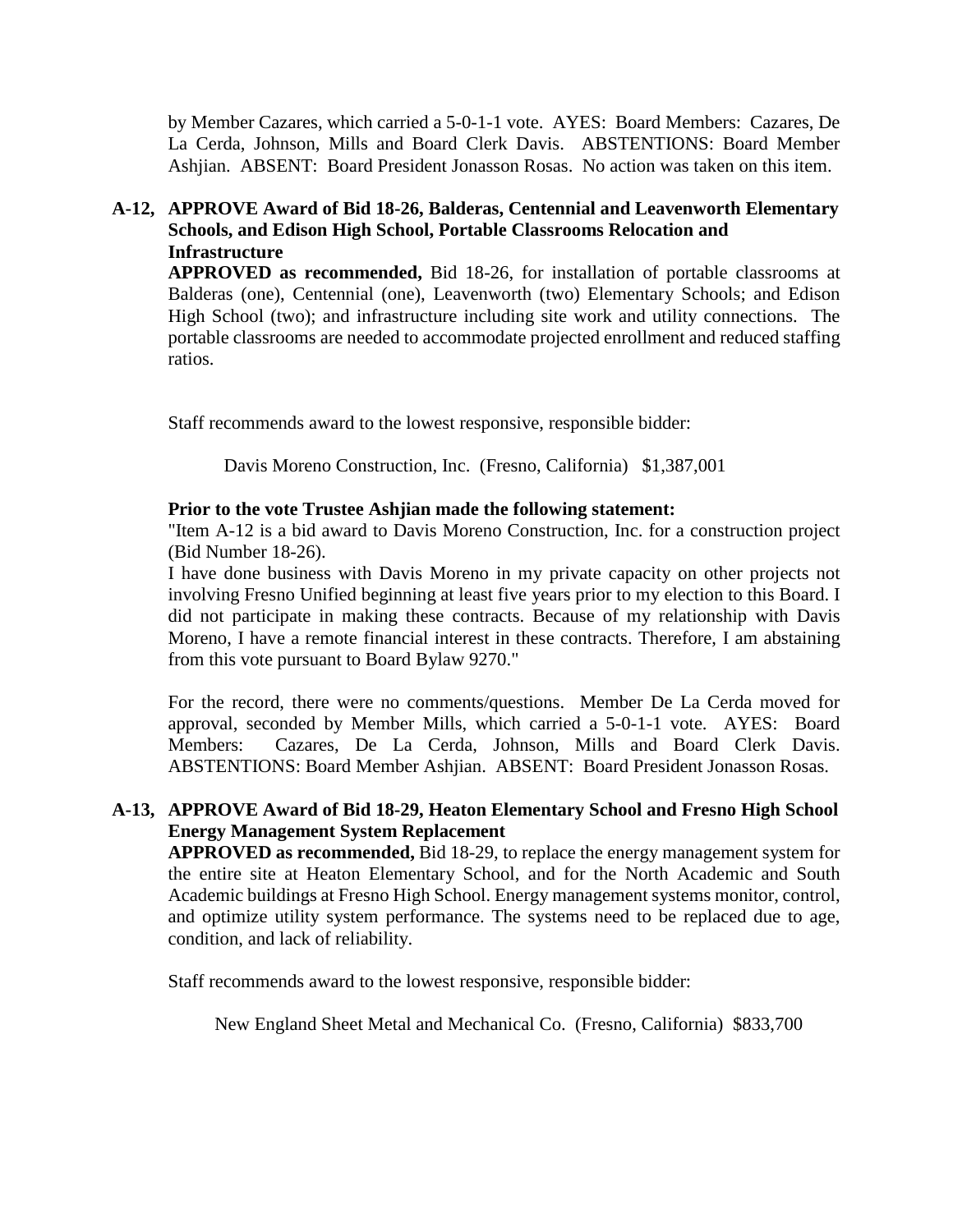by Member Cazares, which carried a 5-0-1-1 vote. AYES: Board Members: Cazares, De La Cerda, Johnson, Mills and Board Clerk Davis. ABSTENTIONS: Board Member Ashjian. ABSENT: Board President Jonasson Rosas. No action was taken on this item.

**A-12, APPROVE Award of Bid 18-26, Balderas, Centennial and Leavenworth Elementary Schools, and Edison High School, Portable Classrooms Relocation and Infrastructure**

**APPROVED as recommended,** Bid 18-26, for installation of portable classrooms at Balderas (one), Centennial (one), Leavenworth (two) Elementary Schools; and Edison High School (two); and infrastructure including site work and utility connections. The portable classrooms are needed to accommodate projected enrollment and reduced staffing ratios.

Staff recommends award to the lowest responsive, responsible bidder:

Davis Moreno Construction, Inc. (Fresno, California) $1,387,001

**Prior to the vote Trustee Ashjian made the following statement:**

"Item A-12 is a bid award to Davis Moreno Construction, Inc. for a construction project (Bid Number 18-26).

I have done business with Davis Moreno in my private capacity on other projects not involving Fresno Unified beginning at least five years prior to my election to this Board. I did not participate in making these contracts. Because of my relationship with Davis Moreno, I have a remote financial interest in these contracts. Therefore, I am abstaining from this vote pursuant to Board Bylaw 9270."

For the record, there were no comments/questions. Member De La Cerda moved for approval, seconded by Member Mills, which carried a 5-0-1-1 vote. AYES: Board Members: Cazares, De La Cerda, Johnson, Mills and Board Clerk Davis. ABSTENTIONS: Board Member Ashjian. ABSENT: Board President Jonasson Rosas.

**A-13, APPROVE Award of Bid 18-29, Heaton Elementary School and Fresno High School Energy Management System Replacement**

**APPROVED as recommended,** Bid 18-29, to replace the energy management system for the entire site at Heaton Elementary School, and for the North Academic and South Academic buildings at Fresno High School. Energy management systems monitor, control, and optimize utility system performance. The systems need to be replaced due to age, condition, and lack of reliability.

Staff recommends award to the lowest responsive, responsible bidder:

New England Sheet Metal and Mechanical Co. (Fresno, California) $833,700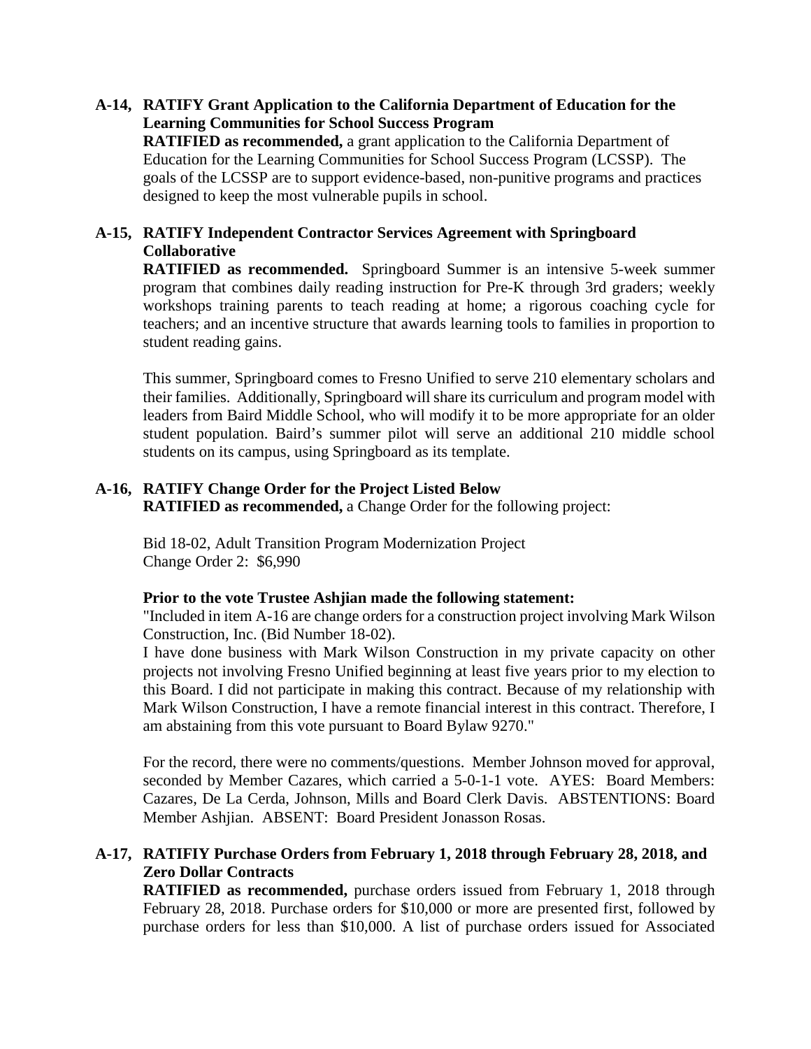**A-14, RATIFY Grant Application to the California Department of Education for the Learning Communities for School Success Program**

**RATIFIED as recommended,** a grant application to the California Department of Education for the Learning Communities for School Success Program (LCSSP). The goals of the LCSSP are to support evidence-based, non-punitive programs and practices designed to keep the most vulnerable pupils in school.

**A-15, RATIFY Independent Contractor Services Agreement with Springboard Collaborative**

**RATIFIED as recommended.** Springboard Summer is an intensive 5-week summer program that combines daily reading instruction for Pre-K through 3rd graders; weekly workshops training parents to teach reading at home; a rigorous coaching cycle for teachers; and an incentive structure that awards learning tools to families in proportion to student reading gains.

This summer, Springboard comes to Fresno Unified to serve 210 elementary scholars and their families. Additionally, Springboard will share its curriculum and program model with leaders from Baird Middle School, who will modify it to be more appropriate for an older student population. Baird's summer pilot will serve an additional 210 middle school students on its campus, using Springboard as its template.

**A-16, RATIFY Change Order for the Project Listed Below**

**RATIFIED as recommended,** a Change Order for the following project:

Bid 18-02, Adult Transition Program Modernization Project
Change Order 2: $6,990

**Prior to the vote Trustee Ashjian made the following statement:**

"Included in item A-16 are change orders for a construction project involving Mark Wilson Construction, Inc. (Bid Number 18-02).

I have done business with Mark Wilson Construction in my private capacity on other projects not involving Fresno Unified beginning at least five years prior to my election to this Board. I did not participate in making this contract. Because of my relationship with Mark Wilson Construction, I have a remote financial interest in this contract. Therefore, I am abstaining from this vote pursuant to Board Bylaw 9270."

For the record, there were no comments/questions. Member Johnson moved for approval, seconded by Member Cazares, which carried a 5-0-1-1 vote. AYES: Board Members: Cazares, De La Cerda, Johnson, Mills and Board Clerk Davis. ABSTENTIONS: Board Member Ashjian. ABSENT: Board President Jonasson Rosas.

**A-17, RATIFIY Purchase Orders from February 1, 2018 through February 28, 2018, and Zero Dollar Contracts**

**RATIFIED as recommended,** purchase orders issued from February 1, 2018 through February 28, 2018. Purchase orders for $10,000 or more are presented first, followed by purchase orders for less than $10,000. A list of purchase orders issued for Associated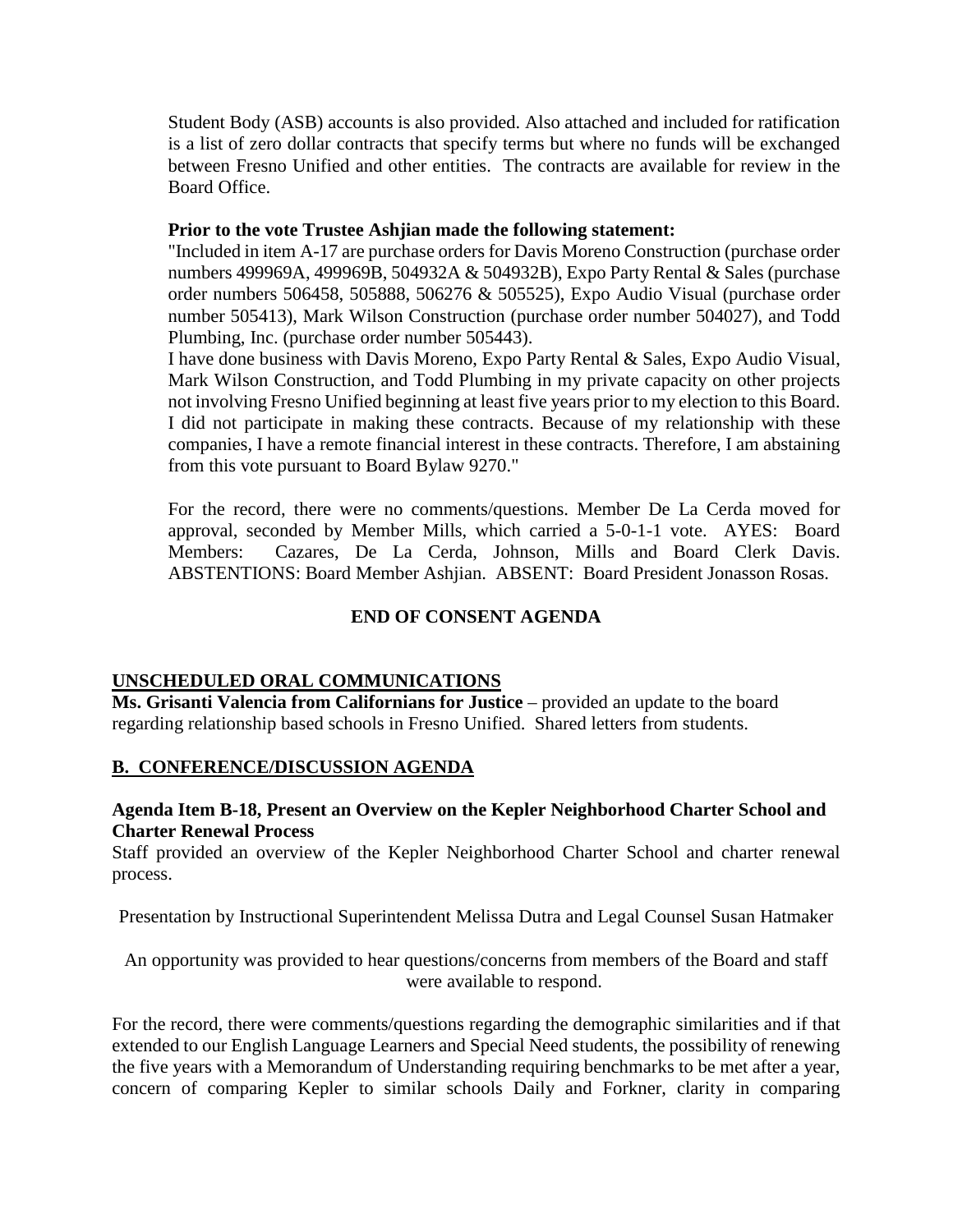Student Body (ASB) accounts is also provided. Also attached and included for ratification is a list of zero dollar contracts that specify terms but where no funds will be exchanged between Fresno Unified and other entities. The contracts are available for review in the Board Office.

**Prior to the vote Trustee Ashjian made the following statement:**

"Included in item A-17 are purchase orders for Davis Moreno Construction (purchase order numbers 499969A, 499969B, 504932A & 504932B), Expo Party Rental & Sales (purchase order numbers 506458, 505888, 506276 & 505525), Expo Audio Visual (purchase order number 505413), Mark Wilson Construction (purchase order number 504027), and Todd Plumbing, Inc. (purchase order number 505443).

I have done business with Davis Moreno, Expo Party Rental & Sales, Expo Audio Visual, Mark Wilson Construction, and Todd Plumbing in my private capacity on other projects not involving Fresno Unified beginning at least five years prior to my election to this Board. I did not participate in making these contracts. Because of my relationship with these companies, I have a remote financial interest in these contracts. Therefore, I am abstaining from this vote pursuant to Board Bylaw 9270."

For the record, there were no comments/questions. Member De La Cerda moved for approval, seconded by Member Mills, which carried a 5-0-1-1 vote. AYES: Board Members: Cazares, De La Cerda, Johnson, Mills and Board Clerk Davis. ABSTENTIONS: Board Member Ashjian. ABSENT: Board President Jonasson Rosas.

**END OF CONSENT AGENDA**

## UNSCHEDULED ORAL COMMUNICATIONS

**Ms. Grisanti Valencia from Californians for Justice** – provided an update to the board regarding relationship based schools in Fresno Unified. Shared letters from students.

## B. CONFERENCE/DISCUSSION AGENDA

**Agenda Item B-18, Present an Overview on the Kepler Neighborhood Charter School and Charter Renewal Process**

Staff provided an overview of the Kepler Neighborhood Charter School and charter renewal process.

Presentation by Instructional Superintendent Melissa Dutra and Legal Counsel Susan Hatmaker

An opportunity was provided to hear questions/concerns from members of the Board and staff were available to respond.

For the record, there were comments/questions regarding the demographic similarities and if that extended to our English Language Learners and Special Need students, the possibility of renewing the five years with a Memorandum of Understanding requiring benchmarks to be met after a year, concern of comparing Kepler to similar schools Daily and Forkner, clarity in comparing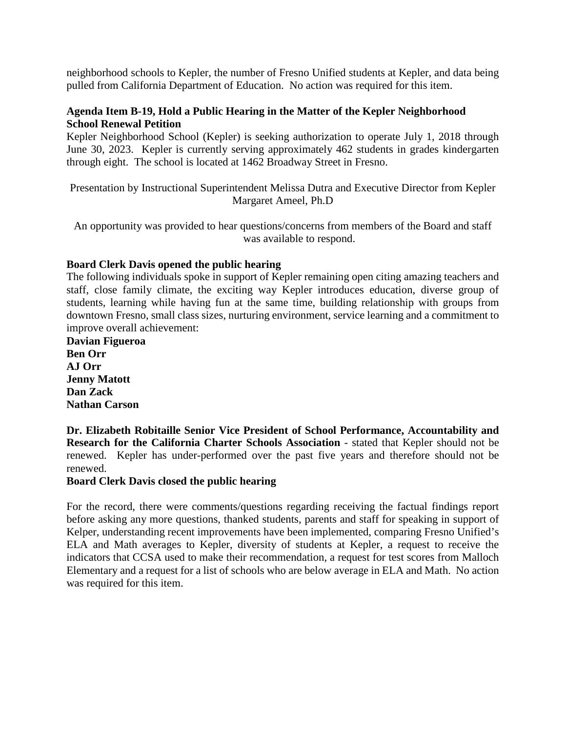neighborhood schools to Kepler, the number of Fresno Unified students at Kepler, and data being pulled from California Department of Education. No action was required for this item.

**Agenda Item B-19, Hold a Public Hearing in the Matter of the Kepler Neighborhood School Renewal Petition**

Kepler Neighborhood School (Kepler) is seeking authorization to operate July 1, 2018 through June 30, 2023. Kepler is currently serving approximately 462 students in grades kindergarten through eight. The school is located at 1462 Broadway Street in Fresno.

Presentation by Instructional Superintendent Melissa Dutra and Executive Director from Kepler Margaret Ameel, Ph.D

An opportunity was provided to hear questions/concerns from members of the Board and staff was available to respond.

**Board Clerk Davis opened the public hearing**

The following individuals spoke in support of Kepler remaining open citing amazing teachers and staff, close family climate, the exciting way Kepler introduces education, diverse group of students, learning while having fun at the same time, building relationship with groups from downtown Fresno, small class sizes, nurturing environment, service learning and a commitment to improve overall achievement:

**Davian Figueroa**
**Ben Orr**
**AJ Orr**
**Jenny Matott**
**Dan Zack**
**Nathan Carson**

**Dr. Elizabeth Robitaille Senior Vice President of School Performance, Accountability and Research for the California Charter Schools Association** - stated that Kepler should not be renewed. Kepler has under-performed over the past five years and therefore should not be renewed.

**Board Clerk Davis closed the public hearing**

For the record, there were comments/questions regarding receiving the factual findings report before asking any more questions, thanked students, parents and staff for speaking in support of Kelper, understanding recent improvements have been implemented, comparing Fresno Unified's ELA and Math averages to Kepler, diversity of students at Kepler, a request to receive the indicators that CCSA used to make their recommendation, a request for test scores from Malloch Elementary and a request for a list of schools who are below average in ELA and Math. No action was required for this item.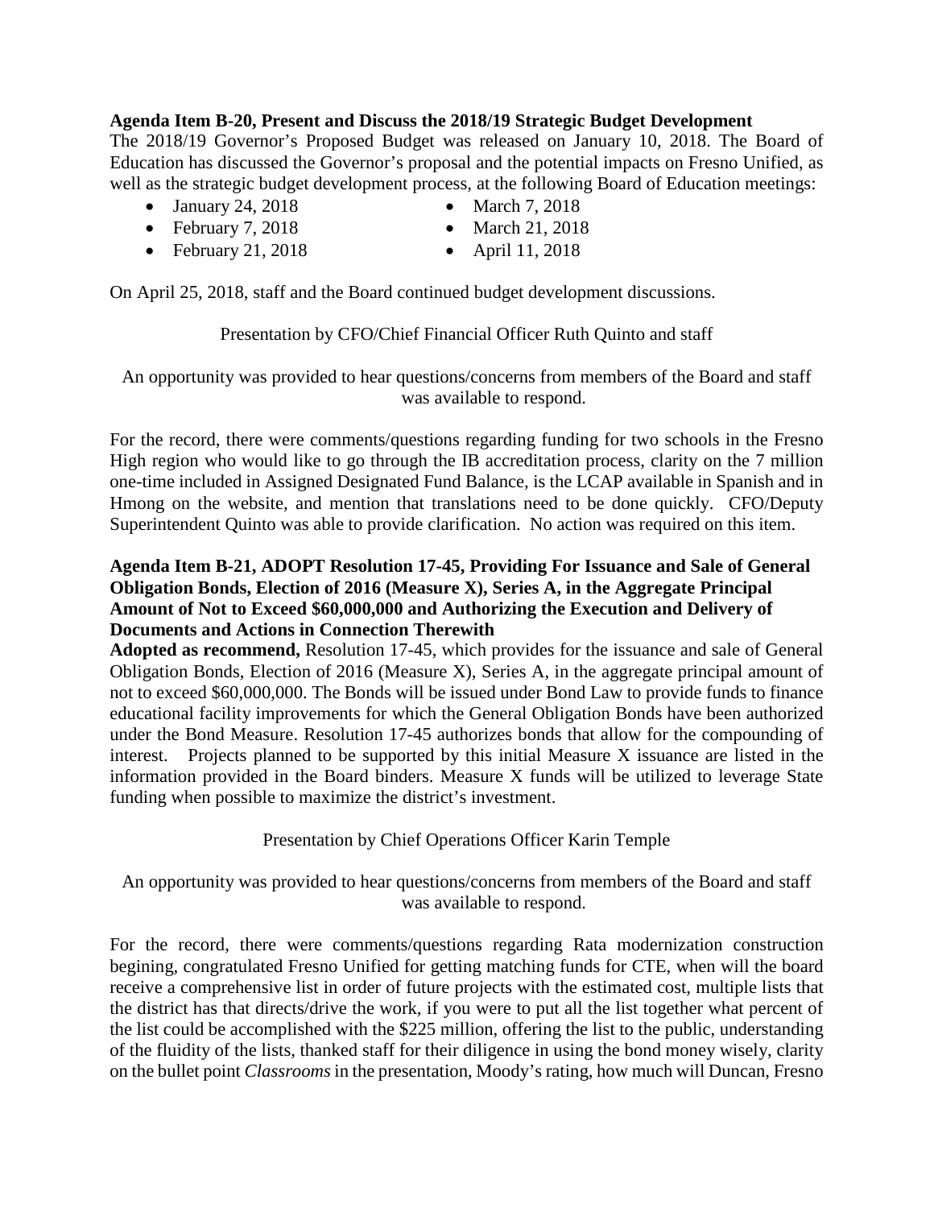**Agenda Item B-20, Present and Discuss the 2018/19 Strategic Budget Development**
The 2018/19 Governor's Proposed Budget was released on January 10, 2018. The Board of Education has discussed the Governor's proposal and the potential impacts on Fresno Unified, as well as the strategic budget development process, at the following Board of Education meetings:

- January 24, 2018
- February 7, 2018
- February 21, 2018
- March 7, 2018
- March 21, 2018
- April 11, 2018

On April 25, 2018, staff and the Board continued budget development discussions.

Presentation by CFO/Chief Financial Officer Ruth Quinto and staff

An opportunity was provided to hear questions/concerns from members of the Board and staff was available to respond.

For the record, there were comments/questions regarding funding for two schools in the Fresno High region who would like to go through the IB accreditation process, clarity on the 7 million one-time included in Assigned Designated Fund Balance, is the LCAP available in Spanish and in Hmong on the website, and mention that translations need to be done quickly. CFO/Deputy Superintendent Quinto was able to provide clarification. No action was required on this item.

**Agenda Item B-21, ADOPT Resolution 17-45, Providing For Issuance and Sale of General Obligation Bonds, Election of 2016 (Measure X), Series A, in the Aggregate Principal Amount of Not to Exceed $60,000,000 and Authorizing the Execution and Delivery of Documents and Actions in Connection Therewith**
**Adopted as recommend,** Resolution 17-45, which provides for the issuance and sale of General Obligation Bonds, Election of 2016 (Measure X), Series A, in the aggregate principal amount of not to exceed $60,000,000. The Bonds will be issued under Bond Law to provide funds to finance educational facility improvements for which the General Obligation Bonds have been authorized under the Bond Measure. Resolution 17-45 authorizes bonds that allow for the compounding of interest. Projects planned to be supported by this initial Measure X issuance are listed in the information provided in the Board binders. Measure X funds will be utilized to leverage State funding when possible to maximize the district's investment.

Presentation by Chief Operations Officer Karin Temple

An opportunity was provided to hear questions/concerns from members of the Board and staff was available to respond.

For the record, there were comments/questions regarding Rata modernization construction begining, congratulated Fresno Unified for getting matching funds for CTE, when will the board receive a comprehensive list in order of future projects with the estimated cost, multiple lists that the district has that directs/drive the work, if you were to put all the list together what percent of the list could be accomplished with the $225 million, offering the list to the public, understanding of the fluidity of the lists, thanked staff for their diligence in using the bond money wisely, clarity on the bullet point *Classrooms* in the presentation, Moody's rating, how much will Duncan, Fresno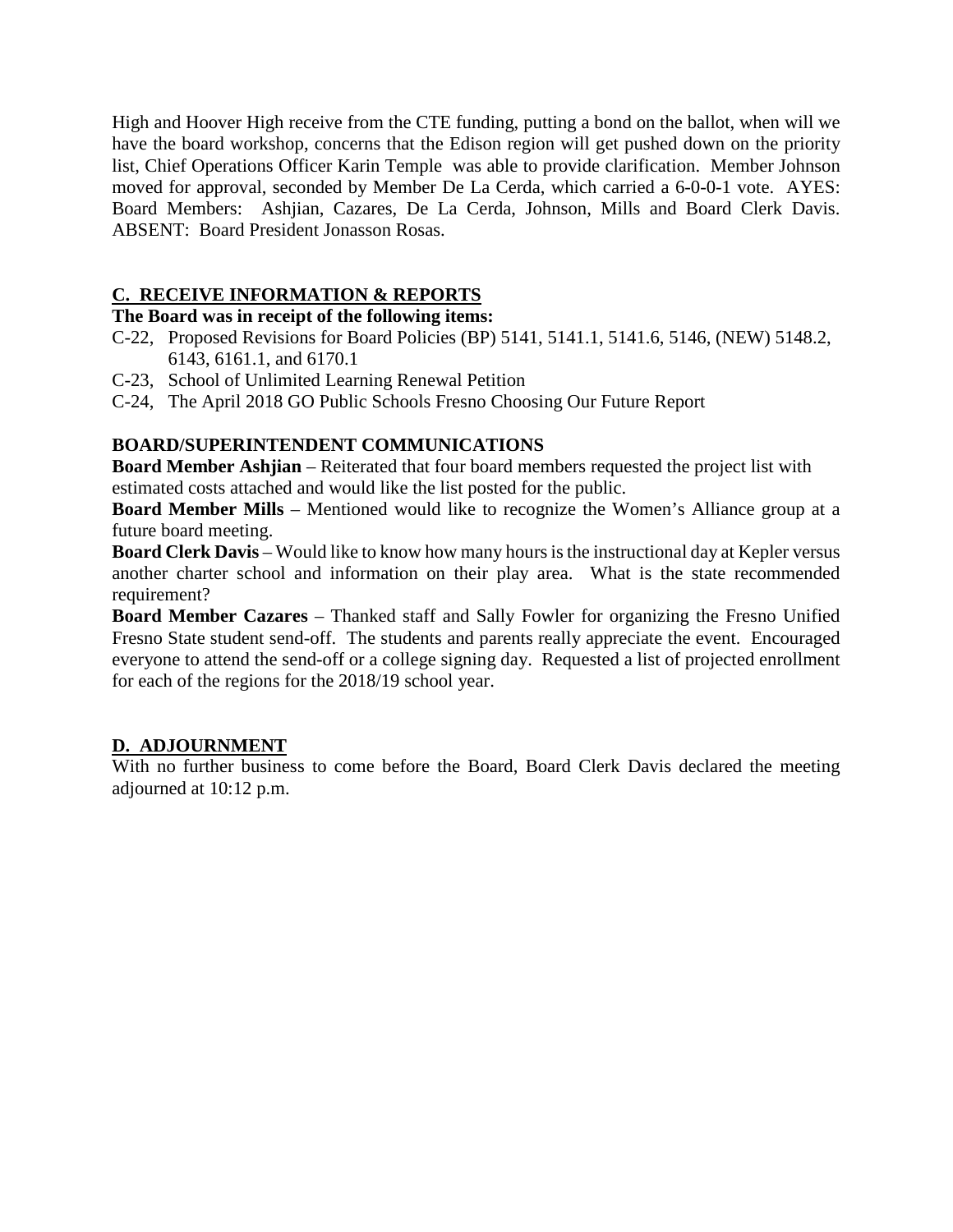High and Hoover High receive from the CTE funding, putting a bond on the ballot, when will we have the board workshop, concerns that the Edison region will get pushed down on the priority list, Chief Operations Officer Karin Temple was able to provide clarification. Member Johnson moved for approval, seconded by Member De La Cerda, which carried a 6-0-0-1 vote. AYES: Board Members: Ashjian, Cazares, De La Cerda, Johnson, Mills and Board Clerk Davis. ABSENT: Board President Jonasson Rosas.

## C. RECEIVE INFORMATION & REPORTS

**The Board was in receipt of the following items:**

- C-22, Proposed Revisions for Board Policies (BP) 5141, 5141.1, 5141.6, 5146, (NEW) 5148.2, 6143, 6161.1, and 6170.1
- C-23, School of Unlimited Learning Renewal Petition
- C-24, The April 2018 GO Public Schools Fresno Choosing Our Future Report

### BOARD/SUPERINTENDENT COMMUNICATIONS

**Board Member Ashjian** – Reiterated that four board members requested the project list with estimated costs attached and would like the list posted for the public.

**Board Member Mills** – Mentioned would like to recognize the Women's Alliance group at a future board meeting.

**Board Clerk Davis** – Would like to know how many hours is the instructional day at Kepler versus another charter school and information on their play area. What is the state recommended requirement?

**Board Member Cazares** – Thanked staff and Sally Fowler for organizing the Fresno Unified Fresno State student send-off. The students and parents really appreciate the event. Encouraged everyone to attend the send-off or a college signing day. Requested a list of projected enrollment for each of the regions for the 2018/19 school year.

## D. ADJOURNMENT

With no further business to come before the Board, Board Clerk Davis declared the meeting adjourned at 10:12 p.m.